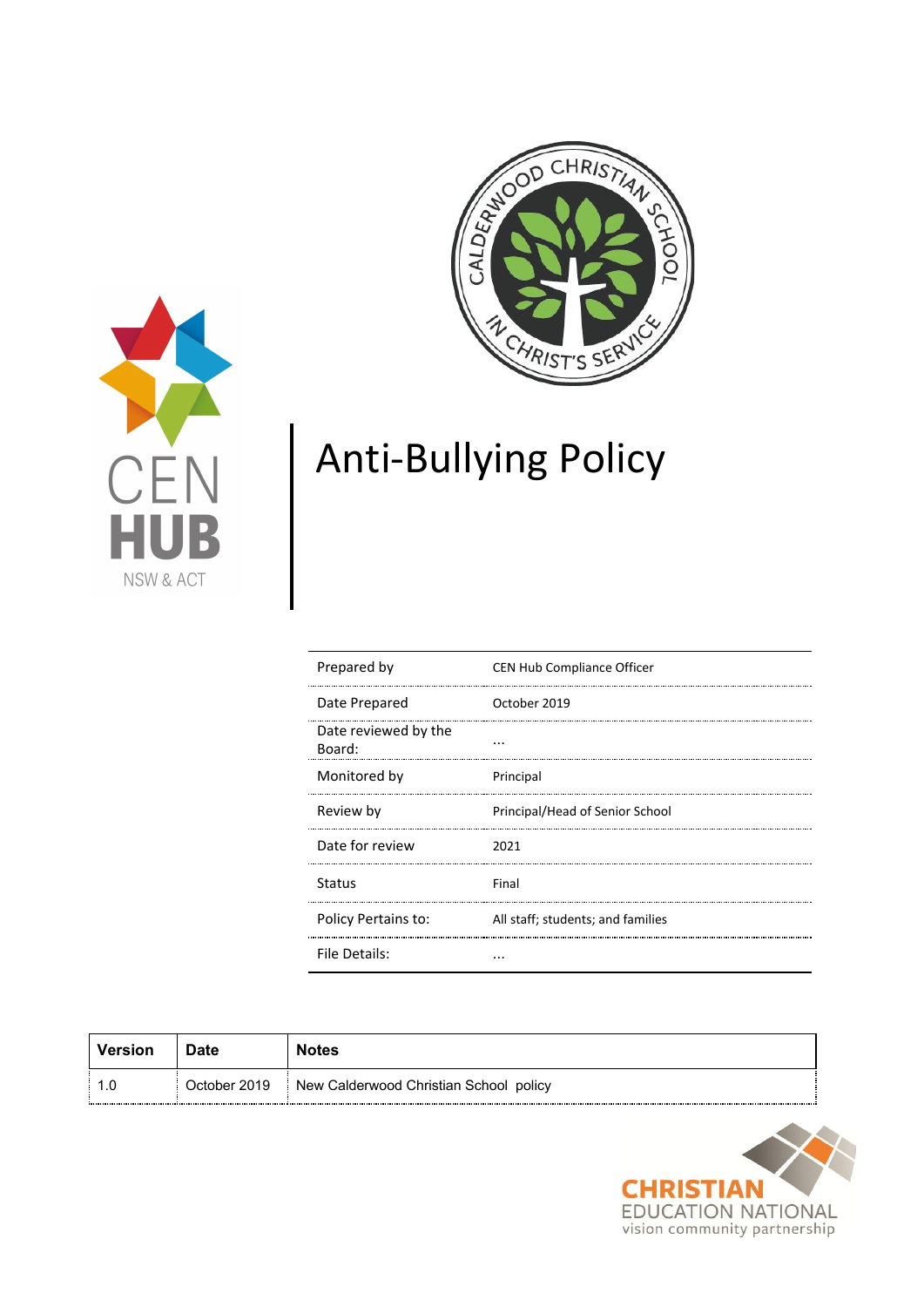# Anti-Bullying Policy

| | |
|---|---|
| Prepared by | CEN Hub Compliance Officer |
| Date Prepared | October 2019 |
| Date reviewed by the Board: | ... |
| Monitored by | Principal |
| Review by | Principal/Head of Senior School |
| Date for review | 2021 |
| Status | Final |
| Policy Pertains to: | All staff; students; and families |
| File Details: | ... |

| Version | Date | Notes |
|---|---|---|
| 1.0 | October 2019 | New Calderwood Christian School policy |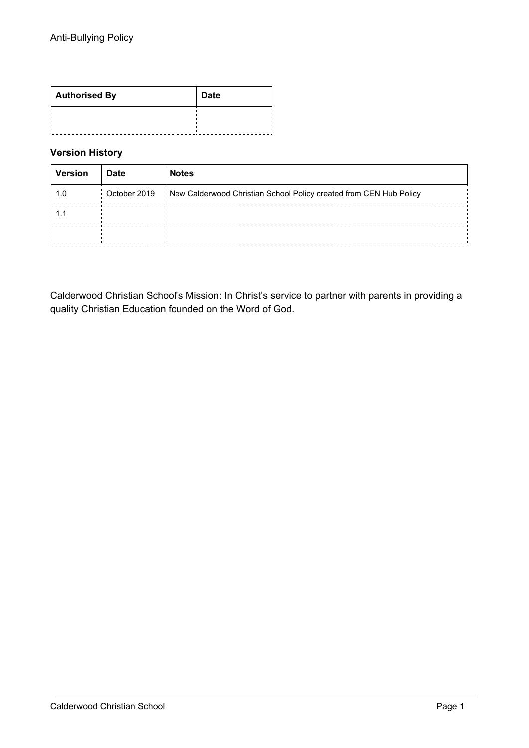| Authorised By | Date |
|---|---|
| | |

**Version History**

| Version | Date | Notes |
|---|---|---|
| 1.0 | October 2019 | New Calderwood Christian School Policy created from CEN Hub Policy |
| 1.1 | | |
| | | |

Calderwood Christian School's Mission: In Christ's service to partner with parents in providing a quality Christian Education founded on the Word of God.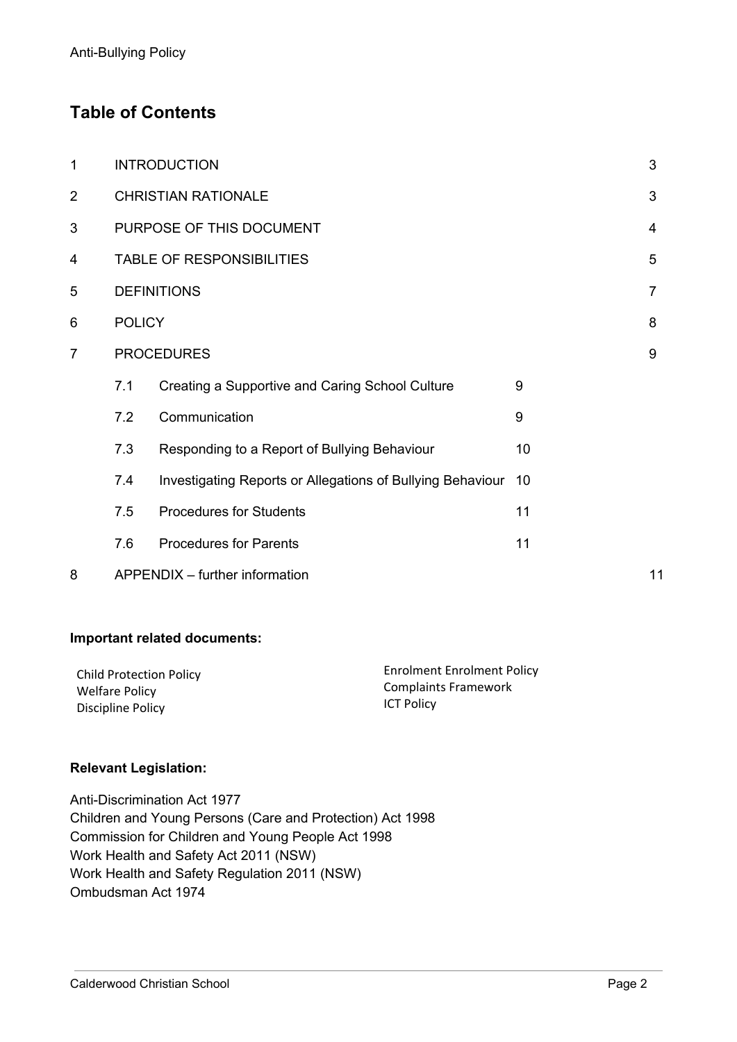## Table of Contents

| | | | |
|---|---|---|---|
| 1 | INTRODUCTION | | 3 |
| 2 | CHRISTIAN RATIONALE | | 3 |
| 3 | PURPOSE OF THIS DOCUMENT | | 4 |
| 4 | TABLE OF RESPONSIBILITIES | | 5 |
| 5 | DEFINITIONS | | 7 |
| 6 | POLICY | | 8 |
| 7 | PROCEDURES | | 9 |
| | 7.1 Creating a Supportive and Caring School Culture | 9 | |
| | 7.2 Communication | 9 | |
| | 7.3 Responding to a Report of Bullying Behaviour | 10 | |
| | 7.4 Investigating Reports or Allegations of Bullying Behaviour | 10 | |
| | 7.5 Procedures for Students | 11 | |
| | 7.6 Procedures for Parents | 11 | |
| 8 | APPENDIX – further information | | 11 |

**Important related documents:**

Child Protection Policy
Welfare Policy
Discipline Policy
Enrolment Enrolment Policy
Complaints Framework
ICT Policy

**Relevant Legislation:**

Anti-Discrimination Act 1977
Children and Young Persons (Care and Protection) Act 1998
Commission for Children and Young People Act 1998
Work Health and Safety Act 2011 (NSW)
Work Health and Safety Regulation 2011 (NSW)
Ombudsman Act 1974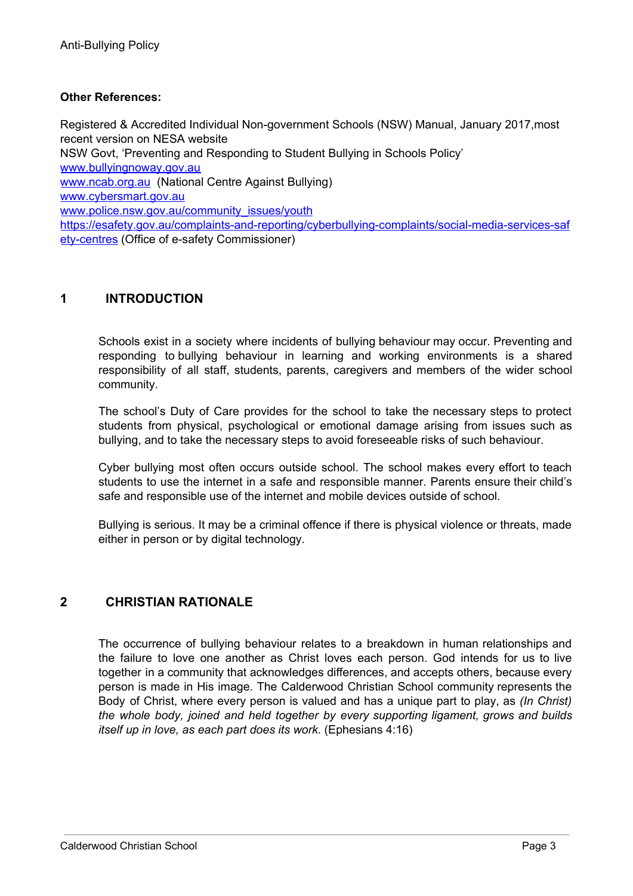**Other References:**

Registered & Accredited Individual Non-government Schools (NSW) Manual, January 2017,most recent version on NESA website
NSW Govt, 'Preventing and Responding to Student Bullying in Schools Policy'
www.bullyingnoway.gov.au
www.ncab.org.au (National Centre Against Bullying)
www.cybersmart.gov.au
www.police.nsw.gov.au/community_issues/youth
https://esafety.gov.au/complaints-and-reporting/cyberbullying-complaints/social-media-services-safety-centres (Office of e-safety Commissioner)

## 1 INTRODUCTION

Schools exist in a society where incidents of bullying behaviour may occur. Preventing and responding to bullying behaviour in learning and working environments is a shared responsibility of all staff, students, parents, caregivers and members of the wider school community.

The school's Duty of Care provides for the school to take the necessary steps to protect students from physical, psychological or emotional damage arising from issues such as bullying, and to take the necessary steps to avoid foreseeable risks of such behaviour.

Cyber bullying most often occurs outside school. The school makes every effort to teach students to use the internet in a safe and responsible manner. Parents ensure their child's safe and responsible use of the internet and mobile devices outside of school.

Bullying is serious. It may be a criminal offence if there is physical violence or threats, made either in person or by digital technology.

## 2 CHRISTIAN RATIONALE

The occurrence of bullying behaviour relates to a breakdown in human relationships and the failure to love one another as Christ loves each person. God intends for us to live together in a community that acknowledges differences, and accepts others, because every person is made in His image. The Calderwood Christian School community represents the Body of Christ, where every person is valued and has a unique part to play, as *(In Christ) the whole body, joined and held together by every supporting ligament, grows and builds itself up in love, as each part does its work*. (Ephesians 4:16)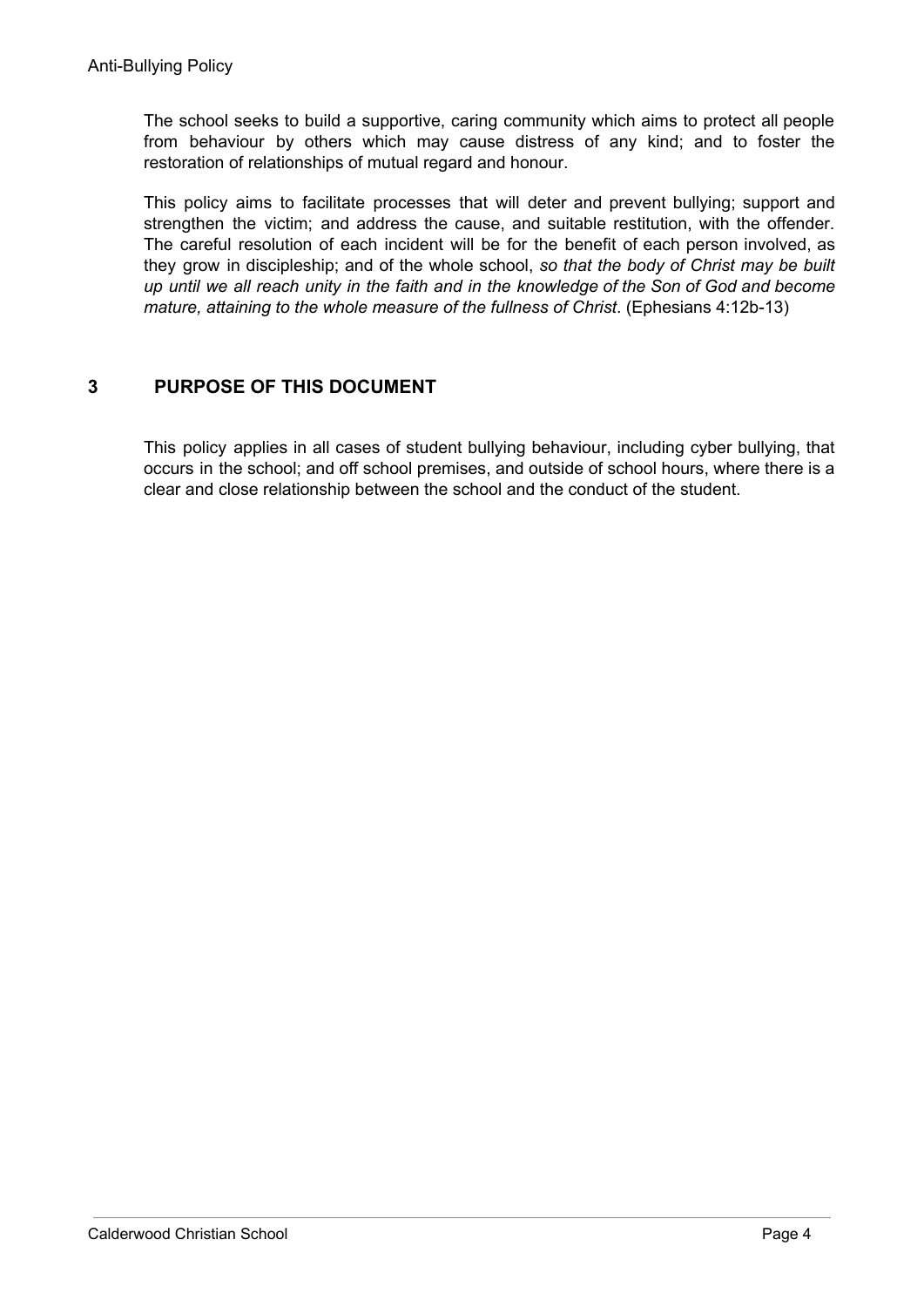The school seeks to build a supportive, caring community which aims to protect all people from behaviour by others which may cause distress of any kind; and to foster the restoration of relationships of mutual regard and honour.

This policy aims to facilitate processes that will deter and prevent bullying; support and strengthen the victim; and address the cause, and suitable restitution, with the offender. The careful resolution of each incident will be for the benefit of each person involved, as they grow in discipleship; and of the whole school, *so that the body of Christ may be built up until we all reach unity in the faith and in the knowledge of the Son of God and become mature, attaining to the whole measure of the fullness of Christ*. (Ephesians 4:12b-13)

## 3 PURPOSE OF THIS DOCUMENT

This policy applies in all cases of student bullying behaviour, including cyber bullying, that occurs in the school; and off school premises, and outside of school hours, where there is a clear and close relationship between the school and the conduct of the student.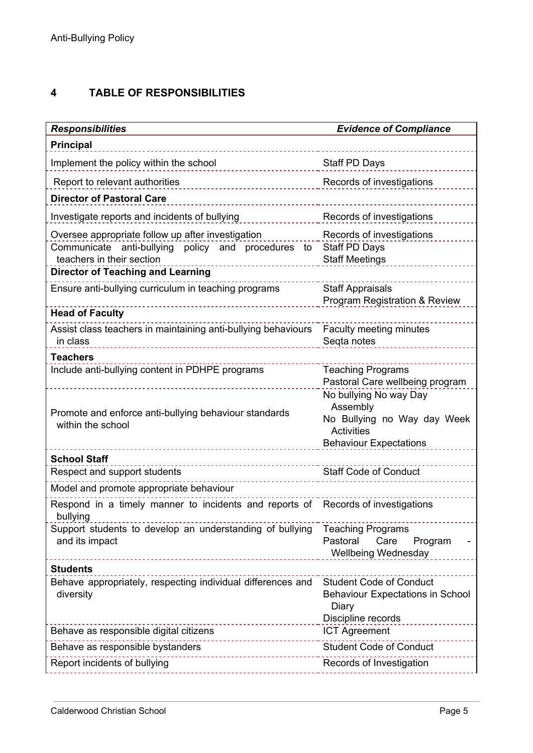## 4 TABLE OF RESPONSIBILITIES

| *Responsibilities* | *Evidence of Compliance* |
|---|---|
| **Principal** | |
| Implement the policy within the school | Staff PD Days |
| Report to relevant authorities | Records of investigations |
| **Director of Pastoral Care** | |
| Investigate reports and incidents of bullying | Records of investigations |
| Oversee appropriate follow up after investigation | Records of investigations |
| Communicate anti-bullying policy and procedures to teachers in their section | Staff PD Days<br>Staff Meetings |
| **Director of Teaching and Learning** | |
| Ensure anti-bullying curriculum in teaching programs | Staff Appraisals<br>Program Registration & Review |
| **Head of Faculty** | |
| Assist class teachers in maintaining anti-bullying behaviours in class | Faculty meeting minutes<br>Seqta notes |
| **Teachers** | |
| Include anti-bullying content in PDHPE programs | Teaching Programs<br>Pastoral Care wellbeing program |
| Promote and enforce anti-bullying behaviour standards within the school | No bullying No way Day Assembly<br>No Bullying no Way day Week Activities<br>Behaviour Expectations |
| **School Staff** | |
| Respect and support students | Staff Code of Conduct |
| Model and promote appropriate behaviour | |
| Respond in a timely manner to incidents and reports of bullying | Records of investigations |
| Support students to develop an understanding of bullying and its impact | Teaching Programs<br>Pastoral Care Program - Wellbeing Wednesday |
| **Students** | |
| Behave appropriately, respecting individual differences and diversity | Student Code of Conduct<br>Behaviour Expectations in School Diary<br>Discipline records |
| Behave as responsible digital citizens | ICT Agreement |
| Behave as responsible bystanders | Student Code of Conduct |
| Report incidents of bullying | Records of Investigation |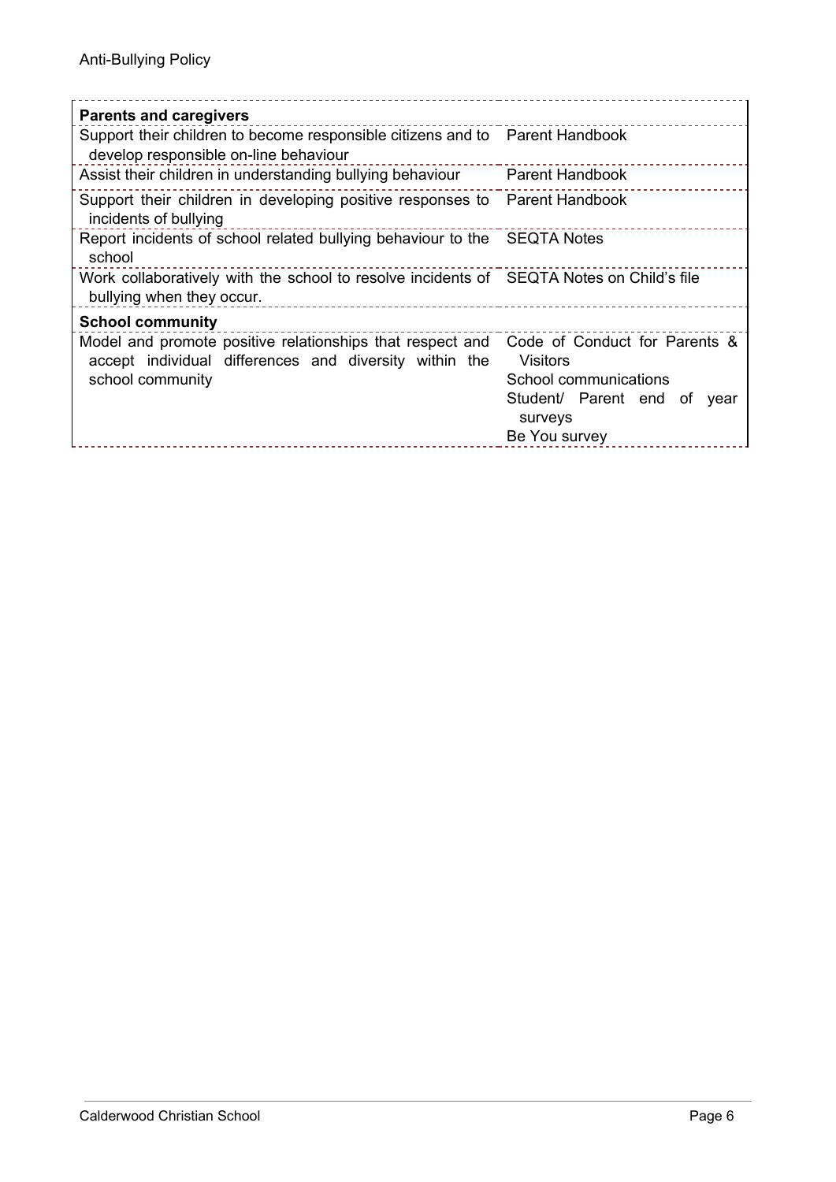| | |
|---|---|
| **Parents and caregivers** | |
| Support their children to become responsible citizens and to develop responsible on-line behaviour | Parent Handbook |
| Assist their children in understanding bullying behaviour | Parent Handbook |
| Support their children in developing positive responses to incidents of bullying | Parent Handbook |
| Report incidents of school related bullying behaviour to the school | SEQTA Notes |
| Work collaboratively with the school to resolve incidents of bullying when they occur. | SEQTA Notes on Child's file |
| **School community** | |
| Model and promote positive relationships that respect and accept individual differences and diversity within the school community | Code of Conduct for Parents & Visitors<br>School communications<br>Student/ Parent end of year surveys<br>Be You survey |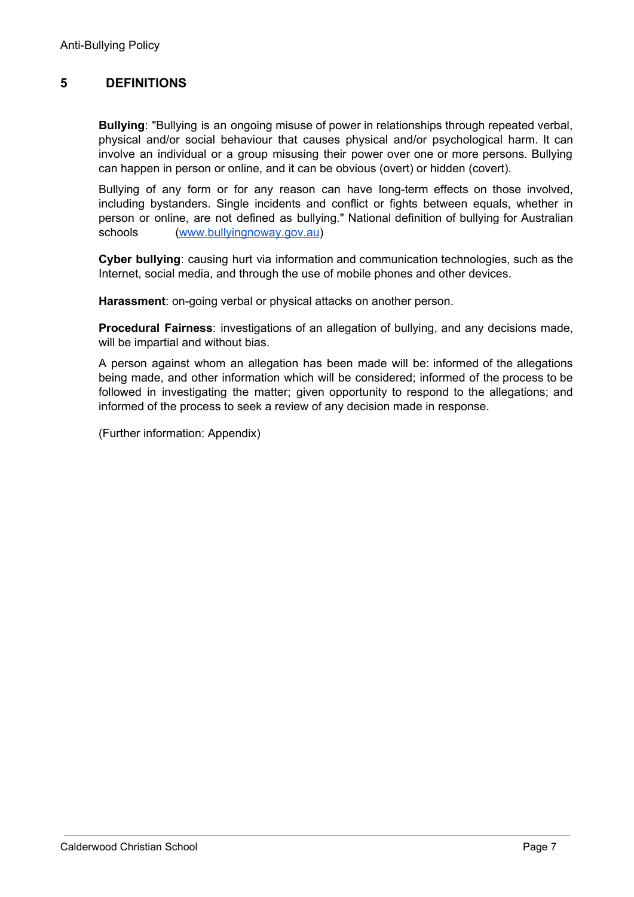## 5 DEFINITIONS

**Bullying**: "Bullying is an ongoing misuse of power in relationships through repeated verbal, physical and/or social behaviour that causes physical and/or psychological harm. It can involve an individual or a group misusing their power over one or more persons. Bullying can happen in person or online, and it can be obvious (overt) or hidden (covert).

Bullying of any form or for any reason can have long-term effects on those involved, including bystanders. Single incidents and conflict or fights between equals, whether in person or online, are not defined as bullying." National definition of bullying for Australian schools (www.bullyingnoway.gov.au)

**Cyber bullying**: causing hurt via information and communication technologies, such as the Internet, social media, and through the use of mobile phones and other devices.

**Harassment**: on-going verbal or physical attacks on another person.

**Procedural Fairness**: investigations of an allegation of bullying, and any decisions made, will be impartial and without bias.

A person against whom an allegation has been made will be: informed of the allegations being made, and other information which will be considered; informed of the process to be followed in investigating the matter; given opportunity to respond to the allegations; and informed of the process to seek a review of any decision made in response.

(Further information: Appendix)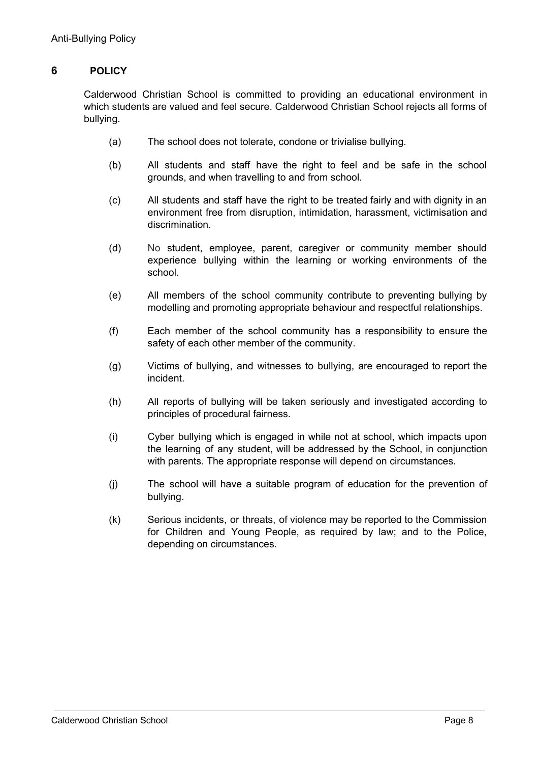## 6 POLICY

Calderwood Christian School is committed to providing an educational environment in which students are valued and feel secure. Calderwood Christian School rejects all forms of bullying.

(a) The school does not tolerate, condone or trivialise bullying.

(b) All students and staff have the right to feel and be safe in the school grounds, and when travelling to and from school.

(c) All students and staff have the right to be treated fairly and with dignity in an environment free from disruption, intimidation, harassment, victimisation and discrimination.

(d) No student, employee, parent, caregiver or community member should experience bullying within the learning or working environments of the school.

(e) All members of the school community contribute to preventing bullying by modelling and promoting appropriate behaviour and respectful relationships.

(f) Each member of the school community has a responsibility to ensure the safety of each other member of the community.

(g) Victims of bullying, and witnesses to bullying, are encouraged to report the incident.

(h) All reports of bullying will be taken seriously and investigated according to principles of procedural fairness.

(i) Cyber bullying which is engaged in while not at school, which impacts upon the learning of any student, will be addressed by the School, in conjunction with parents. The appropriate response will depend on circumstances.

(j) The school will have a suitable program of education for the prevention of bullying.

(k) Serious incidents, or threats, of violence may be reported to the Commission for Children and Young People, as required by law; and to the Police, depending on circumstances.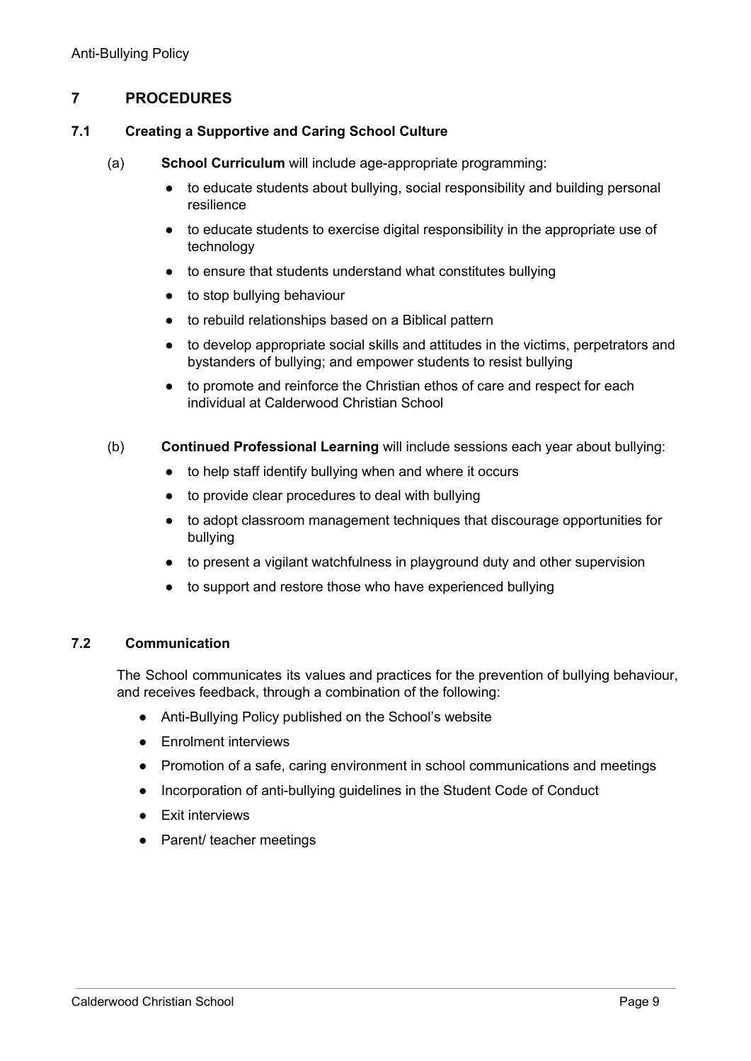## 7 PROCEDURES

### 7.1 Creating a Supportive and Caring School Culture

(a) **School Curriculum** will include age-appropriate programming:

- to educate students about bullying, social responsibility and building personal resilience
- to educate students to exercise digital responsibility in the appropriate use of technology
- to ensure that students understand what constitutes bullying
- to stop bullying behaviour
- to rebuild relationships based on a Biblical pattern
- to develop appropriate social skills and attitudes in the victims, perpetrators and bystanders of bullying; and empower students to resist bullying
- to promote and reinforce the Christian ethos of care and respect for each individual at Calderwood Christian School

(b) **Continued Professional Learning** will include sessions each year about bullying:

- to help staff identify bullying when and where it occurs
- to provide clear procedures to deal with bullying
- to adopt classroom management techniques that discourage opportunities for bullying
- to present a vigilant watchfulness in playground duty and other supervision
- to support and restore those who have experienced bullying

### 7.2 Communication

The School communicates its values and practices for the prevention of bullying behaviour, and receives feedback, through a combination of the following:

- Anti-Bullying Policy published on the School's website
- Enrolment interviews
- Promotion of a safe, caring environment in school communications and meetings
- Incorporation of anti-bullying guidelines in the Student Code of Conduct
- Exit interviews
- Parent/ teacher meetings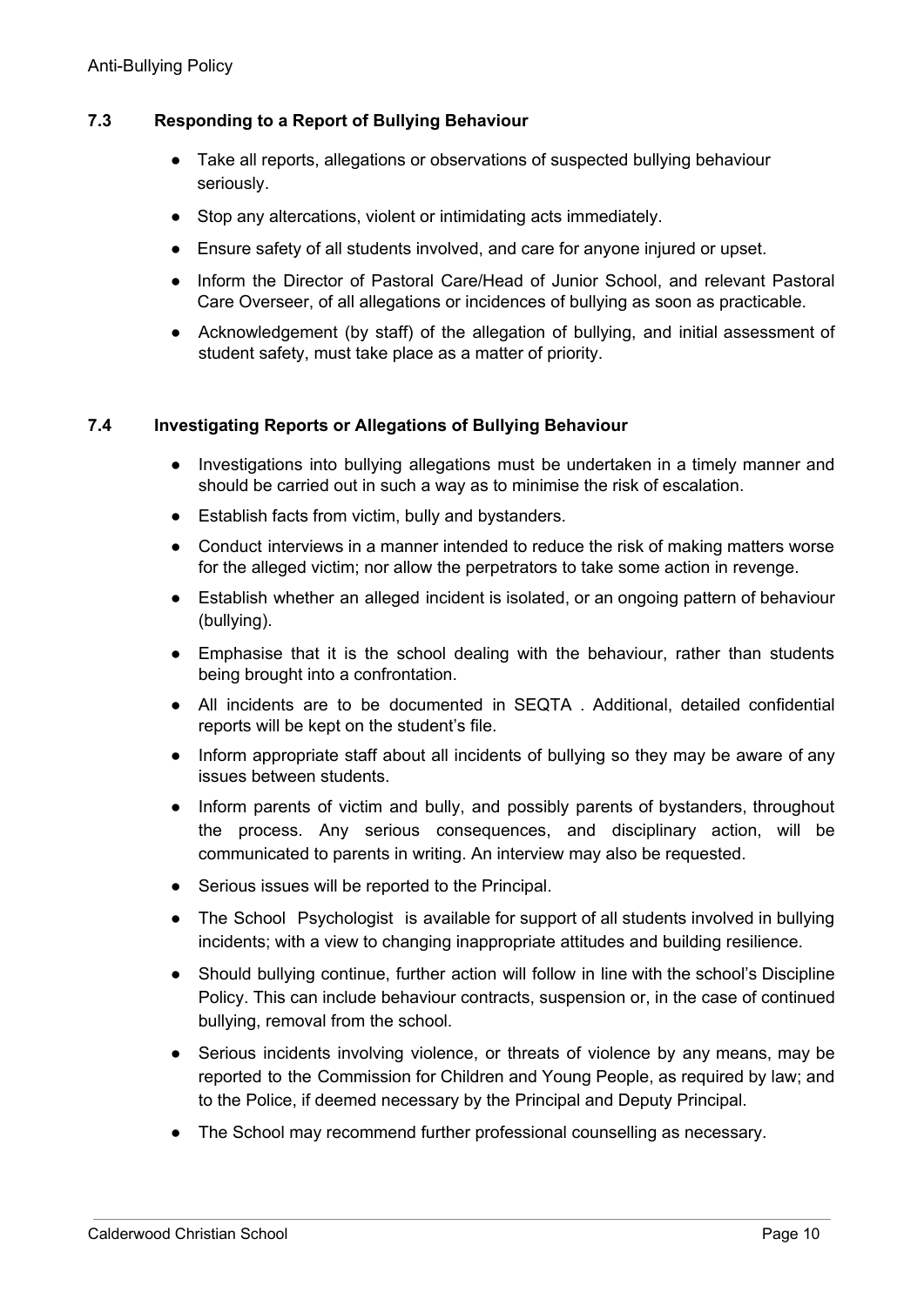### 7.3 Responding to a Report of Bullying Behaviour

- Take all reports, allegations or observations of suspected bullying behaviour seriously.
- Stop any altercations, violent or intimidating acts immediately.
- Ensure safety of all students involved, and care for anyone injured or upset.
- Inform the Director of Pastoral Care/Head of Junior School, and relevant Pastoral Care Overseer, of all allegations or incidences of bullying as soon as practicable.
- Acknowledgement (by staff) of the allegation of bullying, and initial assessment of student safety, must take place as a matter of priority.

### 7.4 Investigating Reports or Allegations of Bullying Behaviour

- Investigations into bullying allegations must be undertaken in a timely manner and should be carried out in such a way as to minimise the risk of escalation.
- Establish facts from victim, bully and bystanders.
- Conduct interviews in a manner intended to reduce the risk of making matters worse for the alleged victim; nor allow the perpetrators to take some action in revenge.
- Establish whether an alleged incident is isolated, or an ongoing pattern of behaviour (bullying).
- Emphasise that it is the school dealing with the behaviour, rather than students being brought into a confrontation.
- All incidents are to be documented in SEQTA . Additional, detailed confidential reports will be kept on the student's file.
- Inform appropriate staff about all incidents of bullying so they may be aware of any issues between students.
- Inform parents of victim and bully, and possibly parents of bystanders, throughout the process. Any serious consequences, and disciplinary action, will be communicated to parents in writing. An interview may also be requested.
- Serious issues will be reported to the Principal.
- The School Psychologist is available for support of all students involved in bullying incidents; with a view to changing inappropriate attitudes and building resilience.
- Should bullying continue, further action will follow in line with the school's Discipline Policy. This can include behaviour contracts, suspension or, in the case of continued bullying, removal from the school.
- Serious incidents involving violence, or threats of violence by any means, may be reported to the Commission for Children and Young People, as required by law; and to the Police, if deemed necessary by the Principal and Deputy Principal.
- The School may recommend further professional counselling as necessary.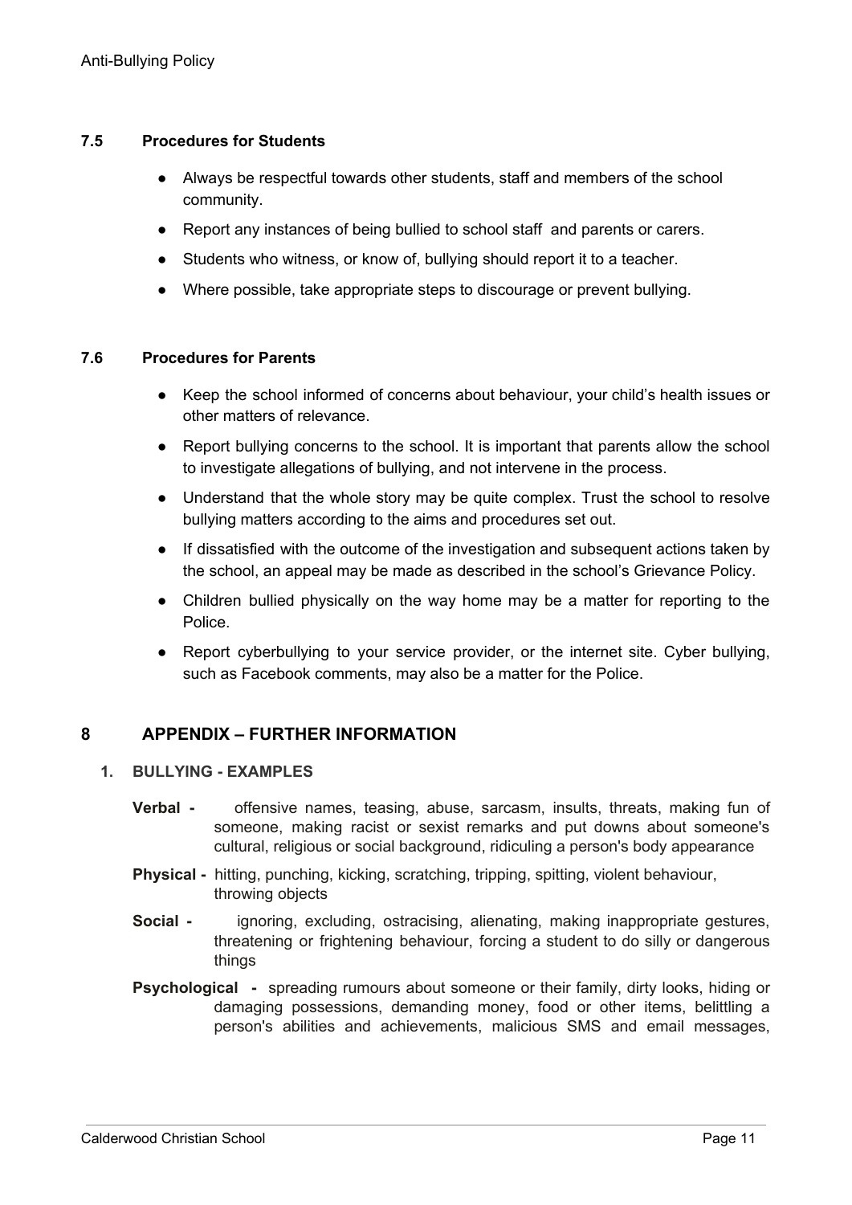### 7.5 Procedures for Students

- Always be respectful towards other students, staff and members of the school community.
- Report any instances of being bullied to school staff and parents or carers.
- Students who witness, or know of, bullying should report it to a teacher.
- Where possible, take appropriate steps to discourage or prevent bullying.

### 7.6 Procedures for Parents

- Keep the school informed of concerns about behaviour, your child's health issues or other matters of relevance.
- Report bullying concerns to the school. It is important that parents allow the school to investigate allegations of bullying, and not intervene in the process.
- Understand that the whole story may be quite complex. Trust the school to resolve bullying matters according to the aims and procedures set out.
- If dissatisfied with the outcome of the investigation and subsequent actions taken by the school, an appeal may be made as described in the school's Grievance Policy.
- Children bullied physically on the way home may be a matter for reporting to the Police.
- Report cyberbullying to your service provider, or the internet site. Cyber bullying, such as Facebook comments, may also be a matter for the Police.

## 8 APPENDIX – FURTHER INFORMATION

### 1. BULLYING - EXAMPLES

**Verbal -** offensive names, teasing, abuse, sarcasm, insults, threats, making fun of someone, making racist or sexist remarks and put downs about someone's cultural, religious or social background, ridiculing a person's body appearance

**Physical -** hitting, punching, kicking, scratching, tripping, spitting, violent behaviour, throwing objects

**Social -** ignoring, excluding, ostracising, alienating, making inappropriate gestures, threatening or frightening behaviour, forcing a student to do silly or dangerous things

**Psychological -** spreading rumours about someone or their family, dirty looks, hiding or damaging possessions, demanding money, food or other items, belittling a person's abilities and achievements, malicious SMS and email messages,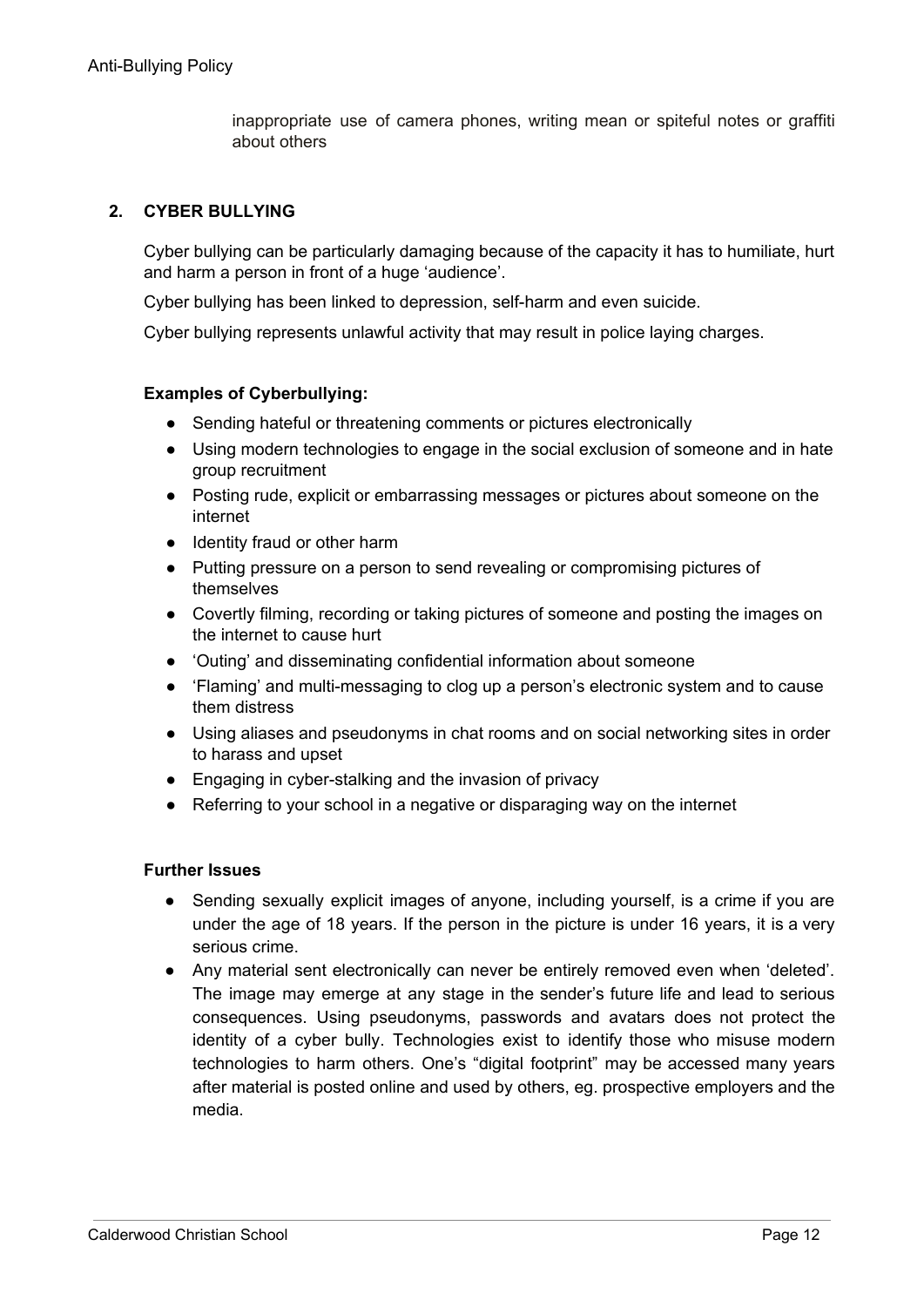inappropriate use of camera phones, writing mean or spiteful notes or graffiti about others

## 2. CYBER BULLYING

Cyber bullying can be particularly damaging because of the capacity it has to humiliate, hurt and harm a person in front of a huge 'audience'.

Cyber bullying has been linked to depression, self-harm and even suicide.

Cyber bullying represents unlawful activity that may result in police laying charges.

**Examples of Cyberbullying:**

- Sending hateful or threatening comments or pictures electronically
- Using modern technologies to engage in the social exclusion of someone and in hate group recruitment
- Posting rude, explicit or embarrassing messages or pictures about someone on the internet
- Identity fraud or other harm
- Putting pressure on a person to send revealing or compromising pictures of themselves
- Covertly filming, recording or taking pictures of someone and posting the images on the internet to cause hurt
- 'Outing' and disseminating confidential information about someone
- 'Flaming' and multi-messaging to clog up a person's electronic system and to cause them distress
- Using aliases and pseudonyms in chat rooms and on social networking sites in order to harass and upset
- Engaging in cyber-stalking and the invasion of privacy
- Referring to your school in a negative or disparaging way on the internet

**Further Issues**

- Sending sexually explicit images of anyone, including yourself, is a crime if you are under the age of 18 years. If the person in the picture is under 16 years, it is a very serious crime.
- Any material sent electronically can never be entirely removed even when 'deleted'. The image may emerge at any stage in the sender's future life and lead to serious consequences. Using pseudonyms, passwords and avatars does not protect the identity of a cyber bully. Technologies exist to identify those who misuse modern technologies to harm others. One's "digital footprint" may be accessed many years after material is posted online and used by others, eg. prospective employers and the media.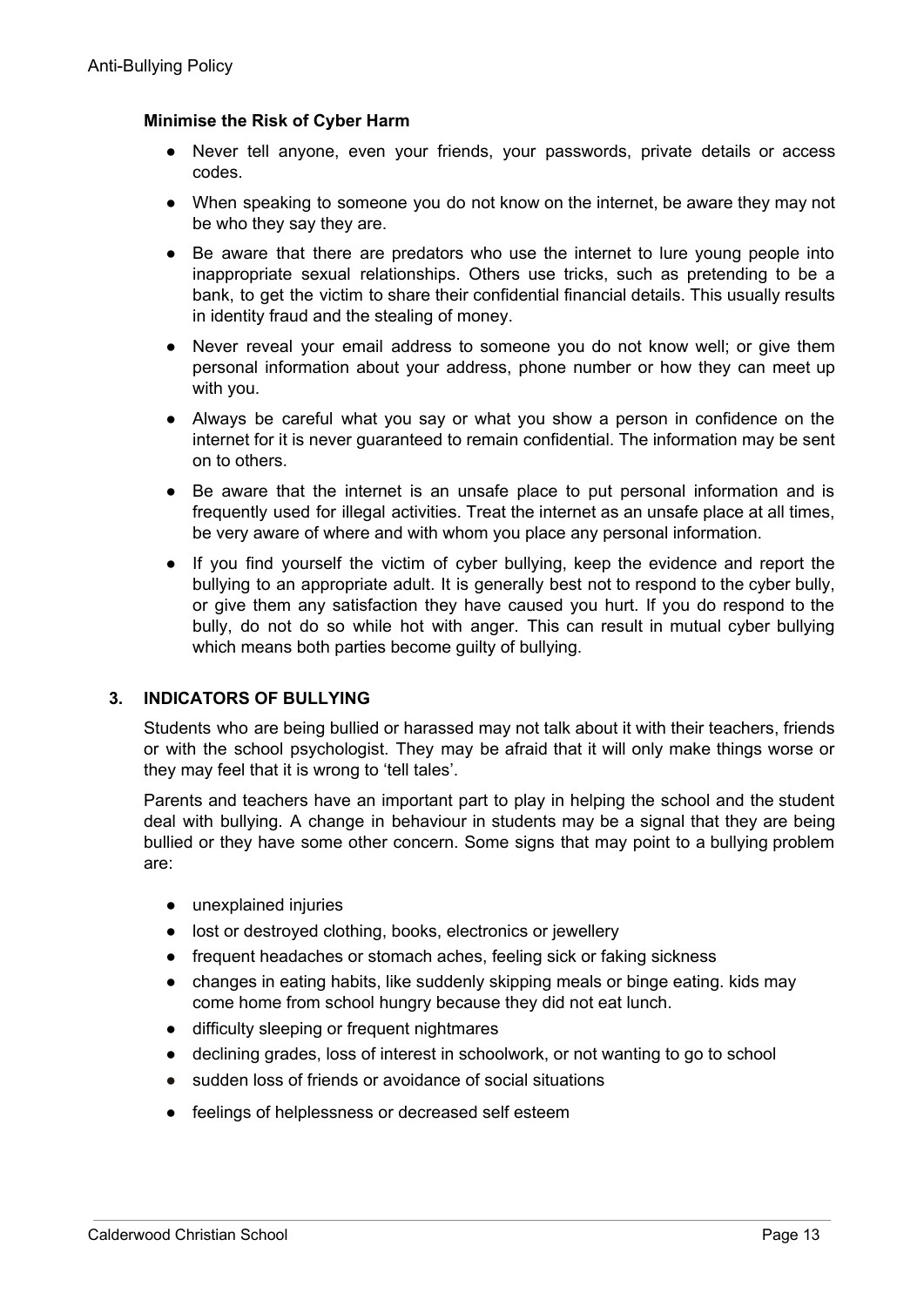### Minimise the Risk of Cyber Harm

- Never tell anyone, even your friends, your passwords, private details or access codes.
- When speaking to someone you do not know on the internet, be aware they may not be who they say they are.
- Be aware that there are predators who use the internet to lure young people into inappropriate sexual relationships. Others use tricks, such as pretending to be a bank, to get the victim to share their confidential financial details. This usually results in identity fraud and the stealing of money.
- Never reveal your email address to someone you do not know well; or give them personal information about your address, phone number or how they can meet up with you.
- Always be careful what you say or what you show a person in confidence on the internet for it is never guaranteed to remain confidential. The information may be sent on to others.
- Be aware that the internet is an unsafe place to put personal information and is frequently used for illegal activities. Treat the internet as an unsafe place at all times, be very aware of where and with whom you place any personal information.
- If you find yourself the victim of cyber bullying, keep the evidence and report the bullying to an appropriate adult. It is generally best not to respond to the cyber bully, or give them any satisfaction they have caused you hurt. If you do respond to the bully, do not do so while hot with anger. This can result in mutual cyber bullying which means both parties become guilty of bullying.

## 3. INDICATORS OF BULLYING

Students who are being bullied or harassed may not talk about it with their teachers, friends or with the school psychologist. They may be afraid that it will only make things worse or they may feel that it is wrong to 'tell tales'.

Parents and teachers have an important part to play in helping the school and the student deal with bullying. A change in behaviour in students may be a signal that they are being bullied or they have some other concern. Some signs that may point to a bullying problem are:

- unexplained injuries
- lost or destroyed clothing, books, electronics or jewellery
- frequent headaches or stomach aches, feeling sick or faking sickness
- changes in eating habits, like suddenly skipping meals or binge eating. kids may come home from school hungry because they did not eat lunch.
- difficulty sleeping or frequent nightmares
- declining grades, loss of interest in schoolwork, or not wanting to go to school
- sudden loss of friends or avoidance of social situations
- feelings of helplessness or decreased self esteem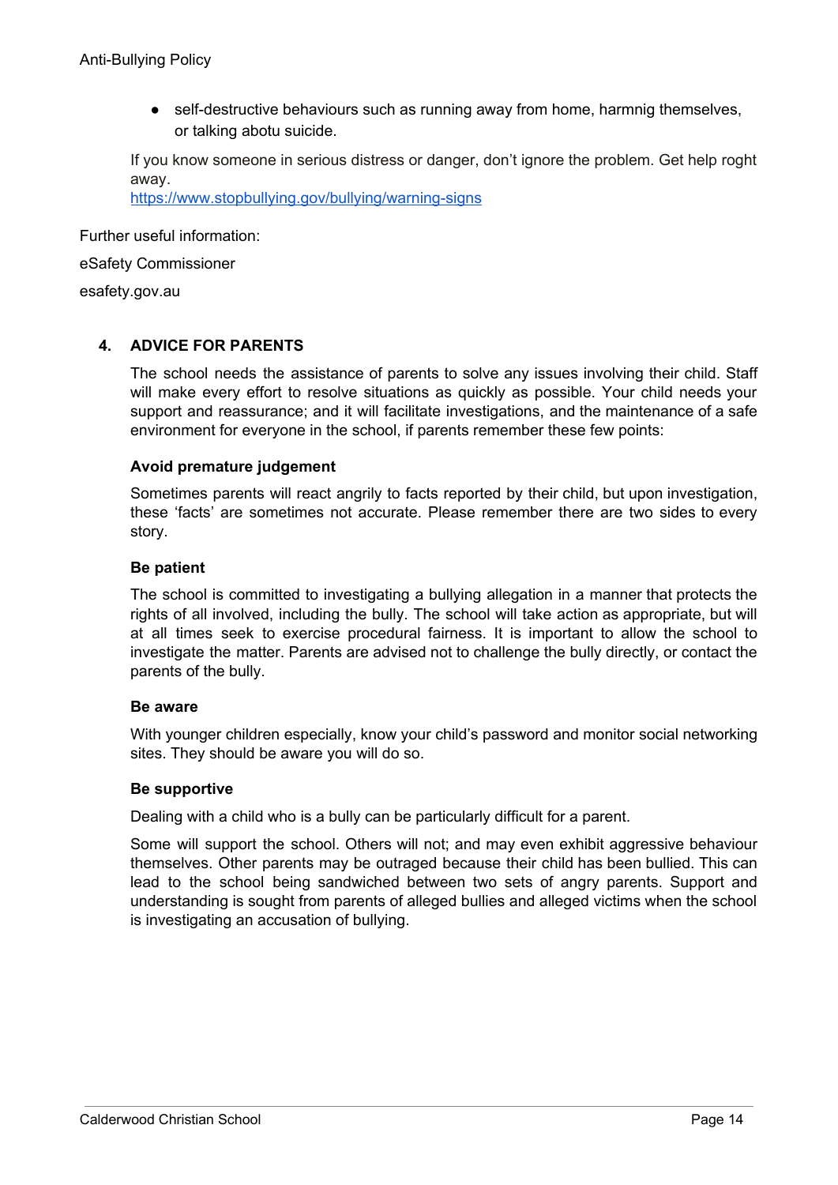- self-destructive behaviours such as running away from home, harmnig themselves, or talking abotu suicide.

If you know someone in serious distress or danger, don't ignore the problem. Get help roght away.
https://www.stopbullying.gov/bullying/warning-signs

Further useful information:

eSafety Commissioner

esafety.gov.au

## 4. ADVICE FOR PARENTS

The school needs the assistance of parents to solve any issues involving their child. Staff will make every effort to resolve situations as quickly as possible. Your child needs your support and reassurance; and it will facilitate investigations, and the maintenance of a safe environment for everyone in the school, if parents remember these few points:

**Avoid premature judgement**

Sometimes parents will react angrily to facts reported by their child, but upon investigation, these 'facts' are sometimes not accurate. Please remember there are two sides to every story.

**Be patient**

The school is committed to investigating a bullying allegation in a manner that protects the rights of all involved, including the bully. The school will take action as appropriate, but will at all times seek to exercise procedural fairness. It is important to allow the school to investigate the matter. Parents are advised not to challenge the bully directly, or contact the parents of the bully.

**Be aware**

With younger children especially, know your child's password and monitor social networking sites. They should be aware you will do so.

**Be supportive**

Dealing with a child who is a bully can be particularly difficult for a parent.

Some will support the school. Others will not; and may even exhibit aggressive behaviour themselves. Other parents may be outraged because their child has been bullied. This can lead to the school being sandwiched between two sets of angry parents. Support and understanding is sought from parents of alleged bullies and alleged victims when the school is investigating an accusation of bullying.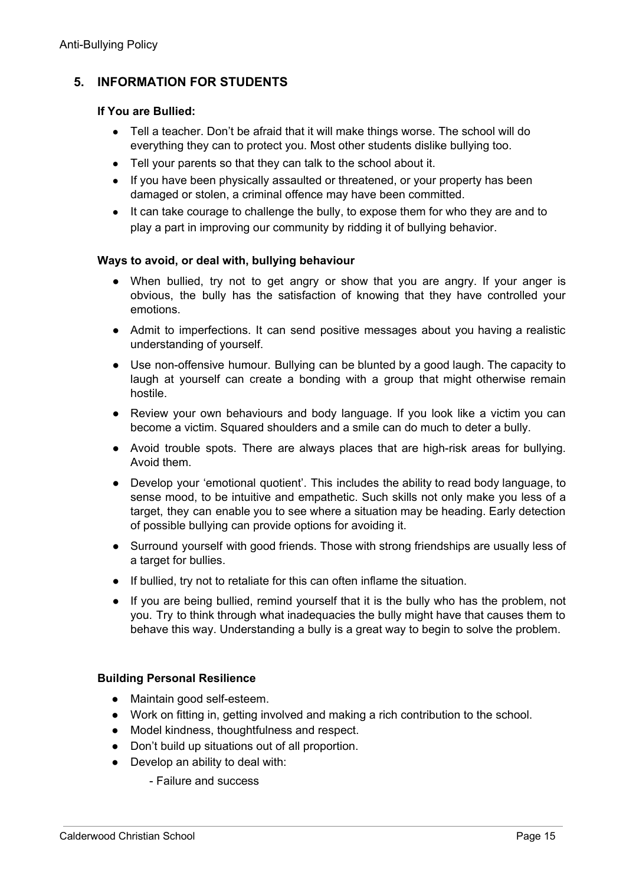## 5. INFORMATION FOR STUDENTS

### If You are Bullied:

- Tell a teacher. Don't be afraid that it will make things worse. The school will do everything they can to protect you. Most other students dislike bullying too.
- Tell your parents so that they can talk to the school about it.
- If you have been physically assaulted or threatened, or your property has been damaged or stolen, a criminal offence may have been committed.
- It can take courage to challenge the bully, to expose them for who they are and to play a part in improving our community by ridding it of bullying behavior.

### Ways to avoid, or deal with, bullying behaviour

- When bullied, try not to get angry or show that you are angry. If your anger is obvious, the bully has the satisfaction of knowing that they have controlled your emotions.
- Admit to imperfections. It can send positive messages about you having a realistic understanding of yourself.
- Use non-offensive humour. Bullying can be blunted by a good laugh. The capacity to laugh at yourself can create a bonding with a group that might otherwise remain hostile.
- Review your own behaviours and body language. If you look like a victim you can become a victim. Squared shoulders and a smile can do much to deter a bully.
- Avoid trouble spots. There are always places that are high-risk areas for bullying. Avoid them.
- Develop your 'emotional quotient'. This includes the ability to read body language, to sense mood, to be intuitive and empathetic. Such skills not only make you less of a target, they can enable you to see where a situation may be heading. Early detection of possible bullying can provide options for avoiding it.
- Surround yourself with good friends. Those with strong friendships are usually less of a target for bullies.
- If bullied, try not to retaliate for this can often inflame the situation.
- If you are being bullied, remind yourself that it is the bully who has the problem, not you. Try to think through what inadequacies the bully might have that causes them to behave this way. Understanding a bully is a great way to begin to solve the problem.

### Building Personal Resilience

- Maintain good self-esteem.
- Work on fitting in, getting involved and making a rich contribution to the school.
- Model kindness, thoughtfulness and respect.
- Don't build up situations out of all proportion.
- Develop an ability to deal with:
  - Failure and success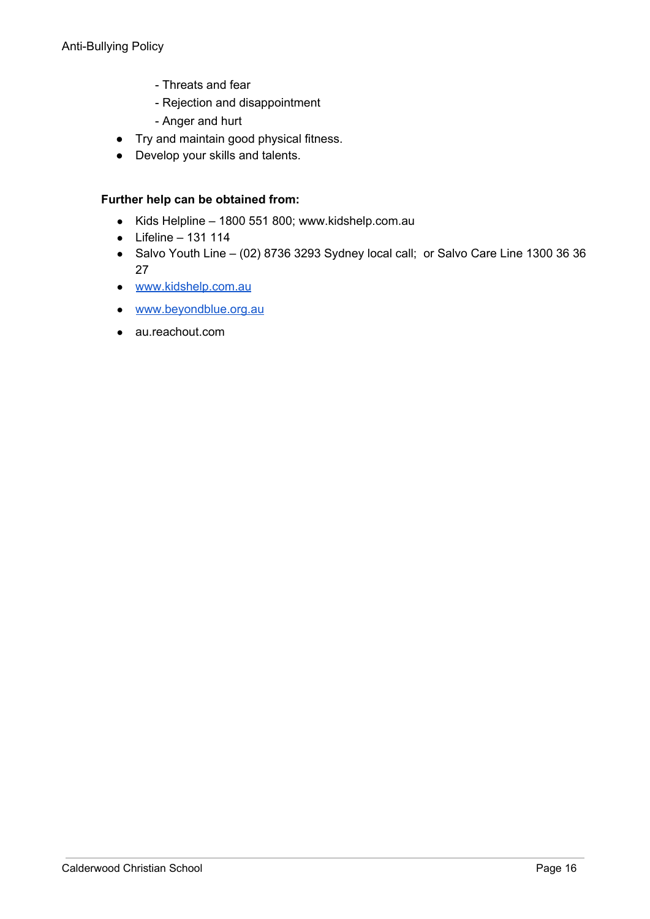- Threats and fear
- Rejection and disappointment
- Anger and hurt

- Try and maintain good physical fitness.
- Develop your skills and talents.

**Further help can be obtained from:**

- Kids Helpline – 1800 551 800; www.kidshelp.com.au
- Lifeline – 131 114
- Salvo Youth Line – (02) 8736 3293 Sydney local call; or Salvo Care Line 1300 36 36 27
- www.kidshelp.com.au
- www.beyondblue.org.au
- au.reachout.com